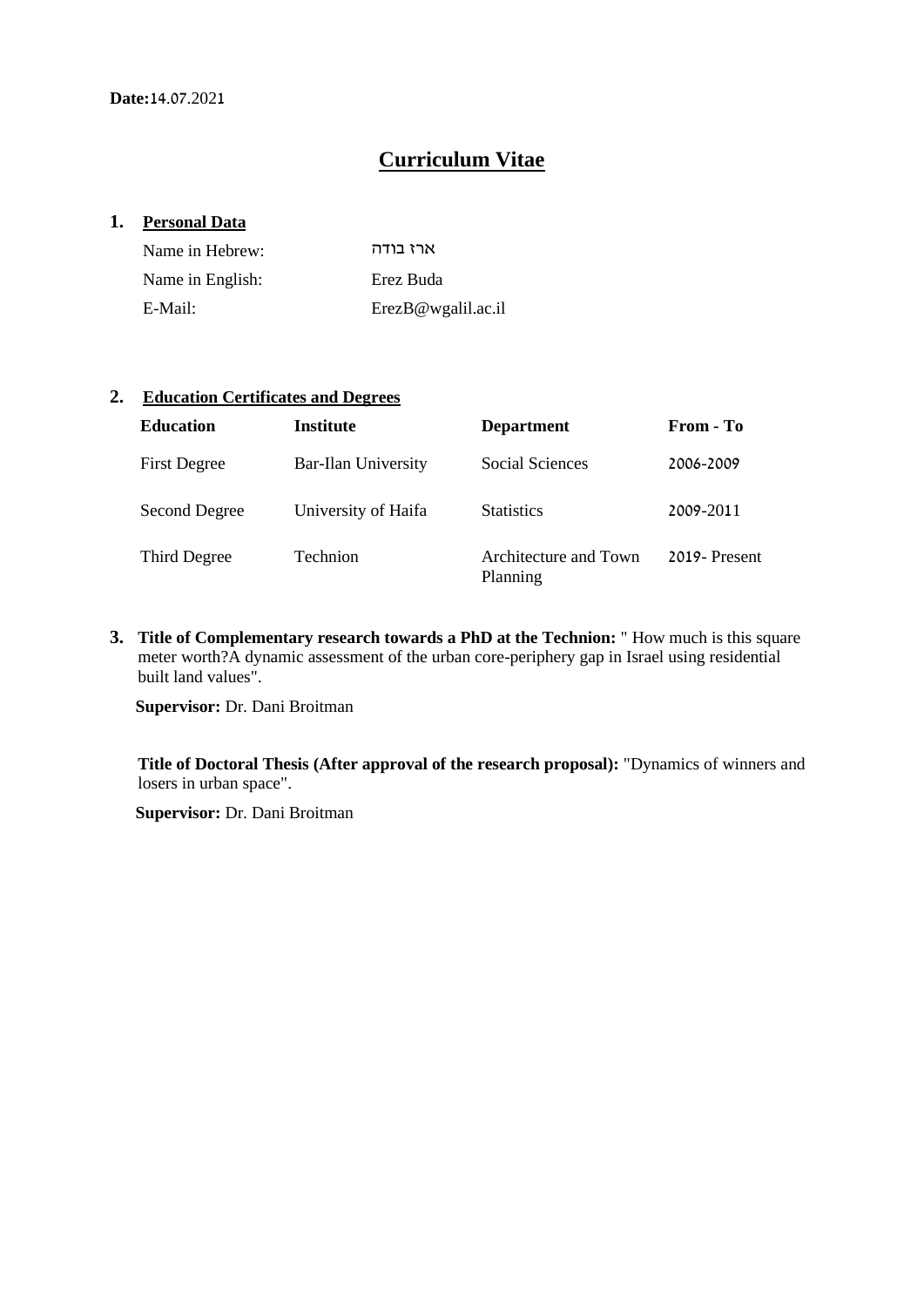**Date:**14.07.2021

# Curriculum Vitae

## 1. Personal Data

| | |
|---|---|
| Name in Hebrew: | ארז בודה |
| Name in English: | Erez Buda |
| E-Mail: | ErezB@wgalil.ac.il |

## 2. Education Certificates and Degrees

| Education | Institute | Department | From - To |
|---|---|---|---|
| First Degree | Bar-Ilan University | Social Sciences | 2006-2009 |
| Second Degree | University of Haifa | Statistics | 2009-2011 |
| Third Degree | Technion | Architecture and Town Planning | 2019- Present |

**3. Title of Complementary research towards a PhD at the Technion:** " How much is this square meter worth?A dynamic assessment of the urban core-periphery gap in Israel using residential built land values".

**Supervisor:** Dr. Dani Broitman

**Title of Doctoral Thesis (After approval of the research proposal):** "Dynamics of winners and losers in urban space".

**Supervisor:** Dr. Dani Broitman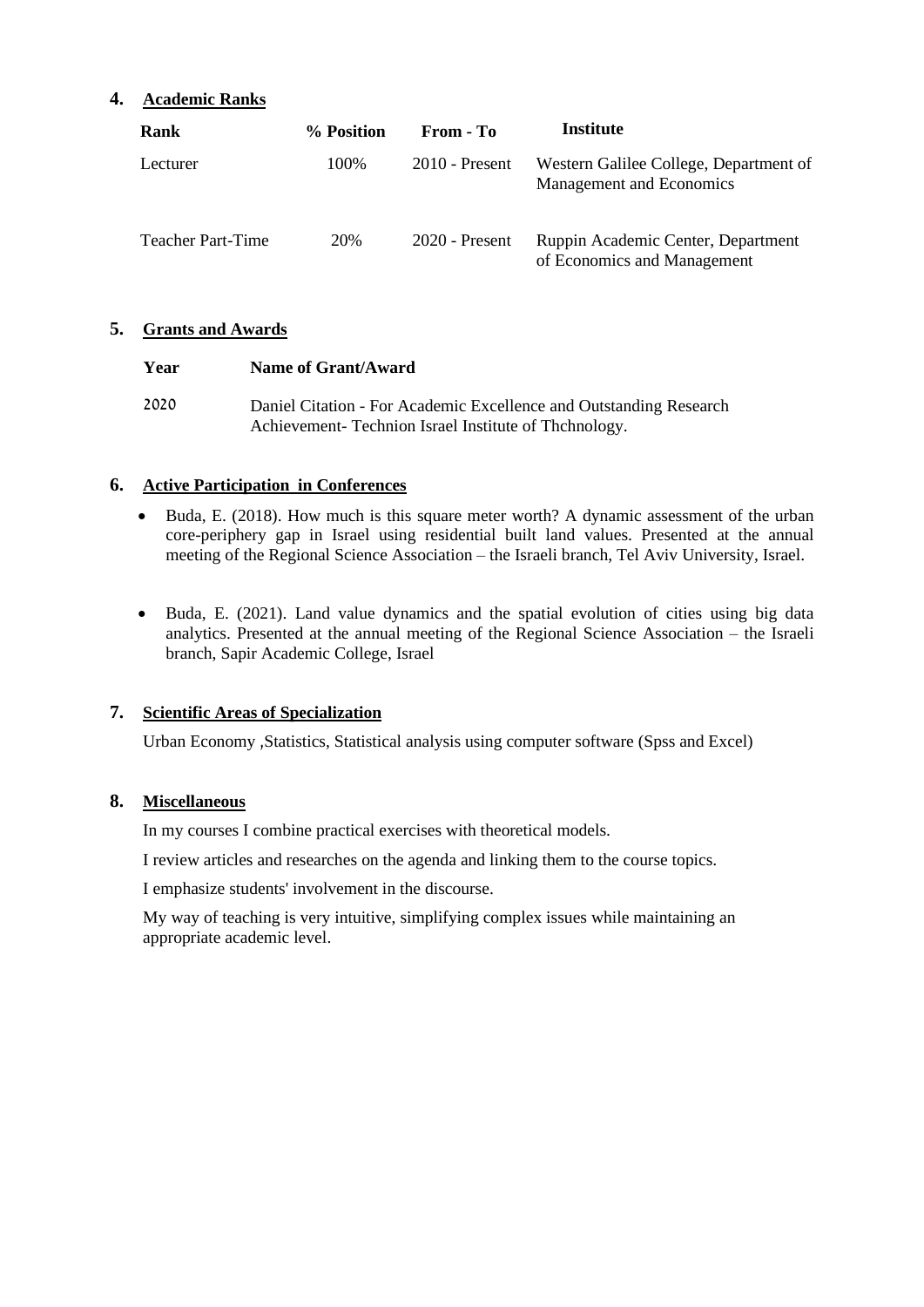## 4. Academic Ranks

| Rank | % Position | From - To | Institute |
|---|---|---|---|
| Lecturer | 100% | 2010 - Present | Western Galilee College, Department of Management and Economics |
| Teacher Part-Time | 20% | 2020 - Present | Ruppin Academic Center, Department of Economics and Management |

## 5. Grants and Awards

| Year | Name of Grant/Award |
|---|---|
| 2020 | Daniel Citation - For Academic Excellence and Outstanding Research Achievement- Technion Israel Institute of Thchnology. |

## 6. Active Participation in Conferences

- Buda, E. (2018). How much is this square meter worth? A dynamic assessment of the urban core-periphery gap in Israel using residential built land values. Presented at the annual meeting of the Regional Science Association – the Israeli branch, Tel Aviv University, Israel.

- Buda, E. (2021). Land value dynamics and the spatial evolution of cities using big data analytics. Presented at the annual meeting of the Regional Science Association – the Israeli branch, Sapir Academic College, Israel

## 7. Scientific Areas of Specialization

Urban Economy ,Statistics, Statistical analysis using computer software (Spss and Excel)

## 8. Miscellaneous

In my courses I combine practical exercises with theoretical models.

I review articles and researches on the agenda and linking them to the course topics.

I emphasize students' involvement in the discourse.

My way of teaching is very intuitive, simplifying complex issues while maintaining an appropriate academic level.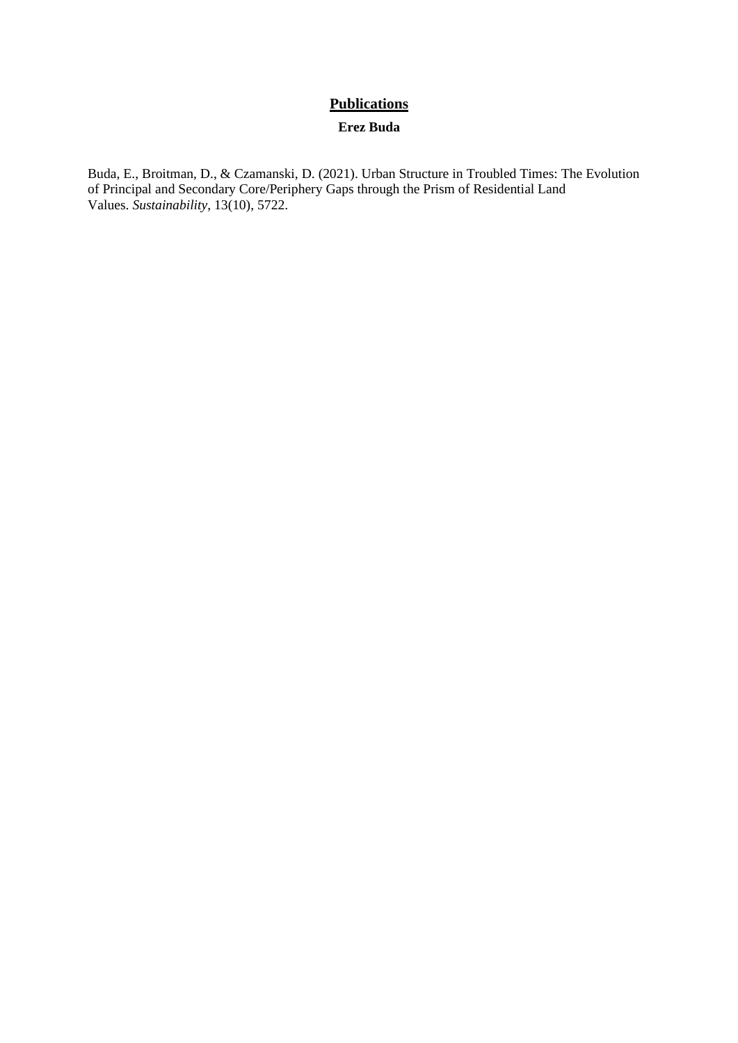# **Publications**

**Erez Buda**

Buda, E., Broitman, D., & Czamanski, D. (2021). Urban Structure in Troubled Times: The Evolution of Principal and Secondary Core/Periphery Gaps through the Prism of Residential Land Values. *Sustainability*, 13(10), 5722.